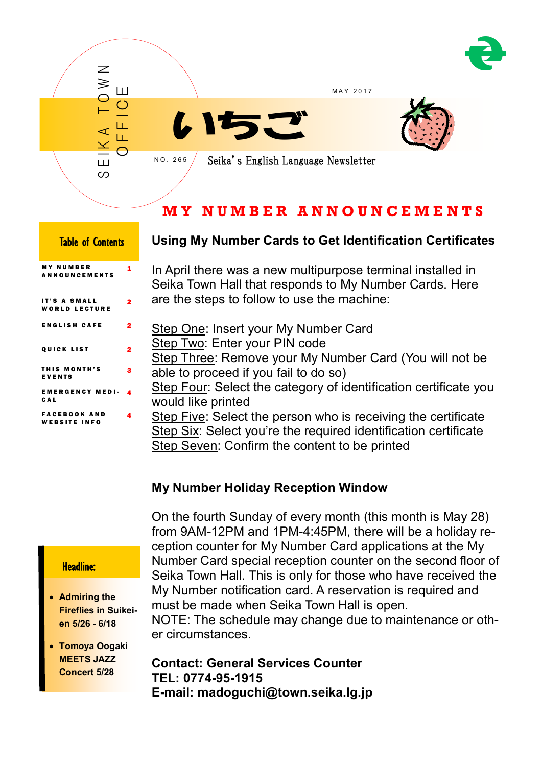SEIKA TOWN OFFICE

MAY 2017

# いちご

NO. 265

Seika's English Language Newsletter

## MY NUMBER ANNOUNCEMENTS

**Table of Contents**

| | |
|---|---|
| MY NUMBER ANNOUNCEMENTS | 1 |
| IT'S A SMALL WORLD LECTURE | 2 |
| ENGLISH CAFE | 2 |
| QUICK LIST | 2 |
| THIS MONTH'S EVENTS | 3 |
| EMERGENCY MEDICAL | 4 |
| FACEBOOK AND WEBSITE INFO | 4 |

### Using My Number Cards to Get Identification Certificates

In April there was a new multipurpose terminal installed in Seika Town Hall that responds to My Number Cards. Here are the steps to follow to use the machine:

Step One: Insert your My Number Card
Step Two: Enter your PIN code
Step Three: Remove your My Number Card (You will not be able to proceed if you fail to do so)
Step Four: Select the category of identification certificate you would like printed
Step Five: Select the person who is receiving the certificate
Step Six: Select you're the required identification certificate
Step Seven: Confirm the content to be printed

### My Number Holiday Reception Window

On the fourth Sunday of every month (this month is May 28) from 9AM-12PM and 1PM-4:45PM, there will be a holiday reception counter for My Number Card applications at the My Number Card special reception counter on the second floor of Seika Town Hall. This is only for those who have received the My Number notification card. A reservation is required and must be made when Seika Town Hall is open.
NOTE: The schedule may change due to maintenance or other circumstances.

**Contact: General Services Counter**
**TEL: 0774-95-1915**
**E-mail: madoguchi@town.seika.lg.jp**

**Headline:**

- **Admiring the Fireflies in Suikei-en 5/26 - 6/18**
- **Tomoya Oogaki MEETS JAZZ Concert 5/28**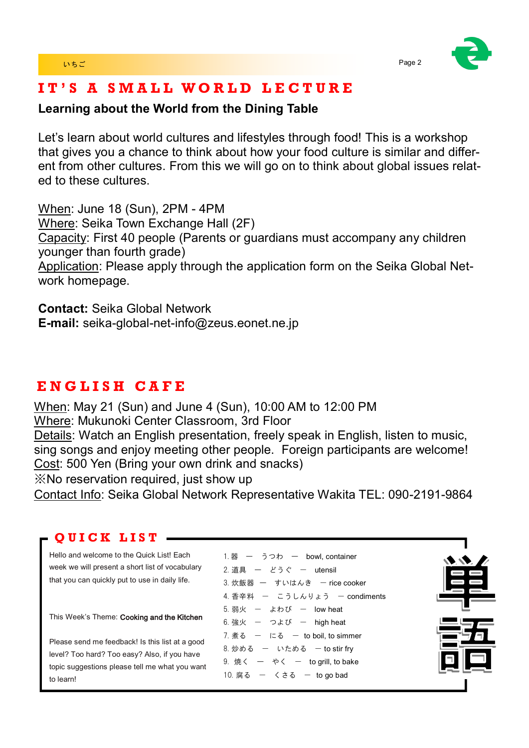# IT'S A SMALL WORLD LECTURE

**Learning about the World from the Dining Table**

Let's learn about world cultures and lifestyles through food! This is a workshop that gives you a chance to think about how your food culture is similar and different from other cultures. From this we will go on to think about global issues related to these cultures.

When: June 18 (Sun), 2PM - 4PM
Where: Seika Town Exchange Hall (2F)
Capacity: First 40 people (Parents or guardians must accompany any children younger than fourth grade)
Application: Please apply through the application form on the Seika Global Network homepage.

**Contact:** Seika Global Network
**E-mail:** seika-global-net-info@zeus.eonet.ne.jp

# ENGLISH CAFE

When: May 21 (Sun) and June 4 (Sun), 10:00 AM to 12:00 PM
Where: Mukunoki Center Classroom, 3rd Floor
Details: Watch an English presentation, freely speak in English, listen to music, sing songs and enjoy meeting other people. Foreign participants are welcome!
Cost: 500 Yen (Bring your own drink and snacks)
※No reservation required, just show up
Contact Info: Seika Global Network Representative Wakita TEL: 090-2191-9864

# QUICK LIST

Hello and welcome to the Quick List! Each week we will present a short list of vocabulary that you can quickly put to use in daily life.

This Week's Theme: **Cooking and the Kitchen**

Please send me feedback! Is this list at a good level? Too hard? Too easy? Also, if you have topic suggestions please tell me what you want to learn!

1. 器 — うつわ — bowl, container
2. 道具 — どうぐ — utensil
3. 炊飯器 — すいはんき — rice cooker
4. 香辛料 — こうしんりょう — condiments
5. 弱火 — よわび — low heat
6. 強火 — つよび — high heat
7. 煮る — にる — to boil, to simmer
8. 炒める — いためる — to stir fry
9. 焼く — やく — to grill, to bake
10. 腐る — くさる — to go bad

単語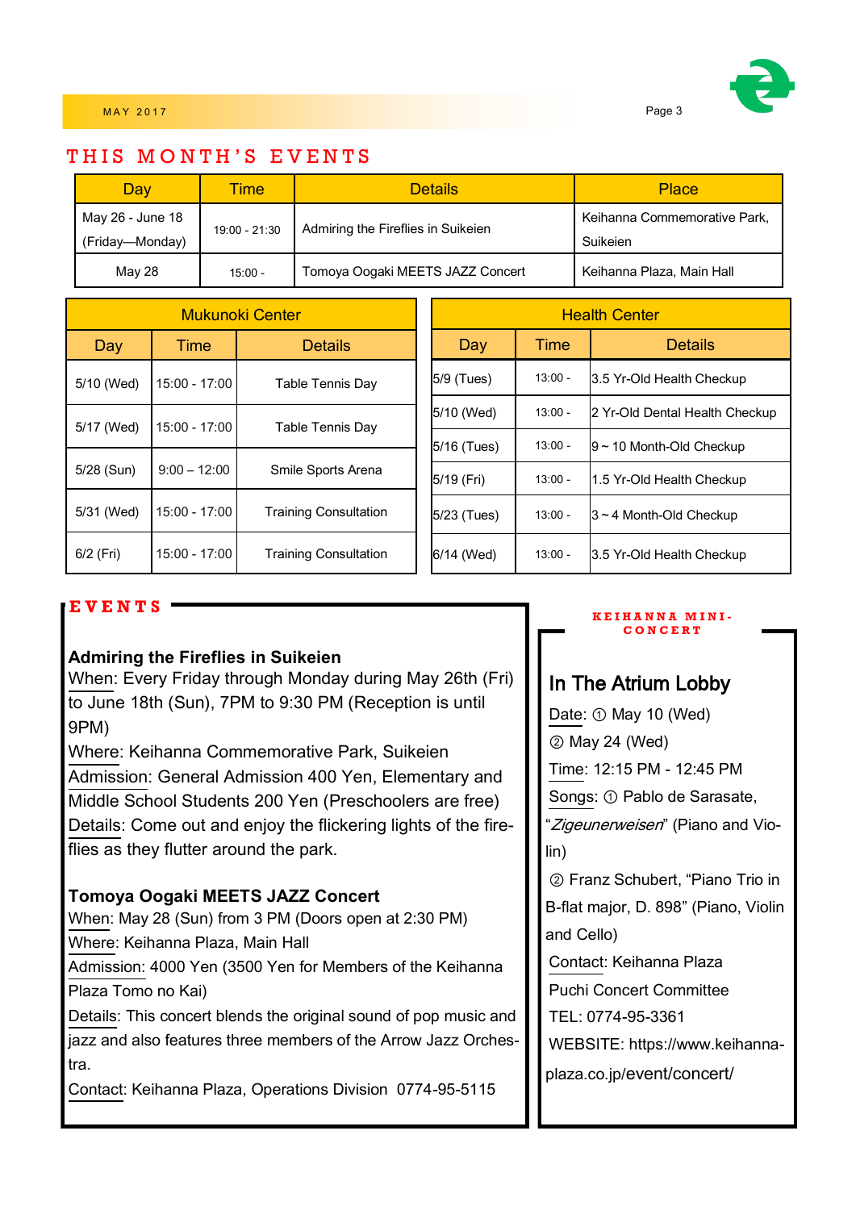## THIS MONTH'S EVENTS

| Day | Time | Details | Place |
|---|---|---|---|
| May 26 - June 18 (Friday—Monday) | 19:00 - 21:30 | Admiring the Fireflies in Suikeien | Keihanna Commemorative Park, Suikeien |
| May 28 | 15:00 - | Tomoya Oogaki MEETS JAZZ Concert | Keihanna Plaza, Main Hall |

| Mukunoki Center | | |
|---|---|---|
| Day | Time | Details |
| 5/10 (Wed) | 15:00 - 17:00 | Table Tennis Day |
| 5/17 (Wed) | 15:00 - 17:00 | Table Tennis Day |
| 5/28 (Sun) | 9:00 – 12:00 | Smile Sports Arena |
| 5/31 (Wed) | 15:00 - 17:00 | Training Consultation |
| 6/2 (Fri) | 15:00 - 17:00 | Training Consultation |

| Health Center | | |
|---|---|---|
| Day | Time | Details |
| 5/9 (Tues) | 13:00 - | 3.5 Yr-Old Health Checkup |
| 5/10 (Wed) | 13:00 - | 2 Yr-Old Dental Health Checkup |
| 5/16 (Tues) | 13:00 - | 9 ~ 10 Month-Old Checkup |
| 5/19 (Fri) | 13:00 - | 1.5 Yr-Old Health Checkup |
| 5/23 (Tues) | 13:00 - | 3 ~ 4 Month-Old Checkup |
| 6/14 (Wed) | 13:00 - | 3.5 Yr-Old Health Checkup |

## EVENTS

**Admiring the Fireflies in Suikeien**

When: Every Friday through Monday during May 26th (Fri) to June 18th (Sun), 7PM to 9:30 PM (Reception is until 9PM)

Where: Keihanna Commemorative Park, Suikeien

Admission: General Admission 400 Yen, Elementary and Middle School Students 200 Yen (Preschoolers are free)

Details: Come out and enjoy the flickering lights of the fireflies as they flutter around the park.

**Tomoya Oogaki MEETS JAZZ Concert**

When: May 28 (Sun) from 3 PM (Doors open at 2:30 PM)

Where: Keihanna Plaza, Main Hall

Admission: 4000 Yen (3500 Yen for Members of the Keihanna Plaza Tomo no Kai)

Details: This concert blends the original sound of pop music and jazz and also features three members of the Arrow Jazz Orchestra.

Contact: Keihanna Plaza, Operations Division 0774-95-5115

## KEIHANNA MINI-CONCERT

### In The Atrium Lobby

Date: ① May 10 (Wed)

② May 24 (Wed)

Time: 12:15 PM - 12:45 PM

Songs: ① Pablo de Sarasate, "*Zigeunerweisen*" (Piano and Violin)

② Franz Schubert, "Piano Trio in B-flat major, D. 898" (Piano, Violin and Cello)

Contact: Keihanna Plaza

Puchi Concert Committee

TEL: 0774-95-3361

WEBSITE: https://www.keihanna-plaza.co.jp/event/concert/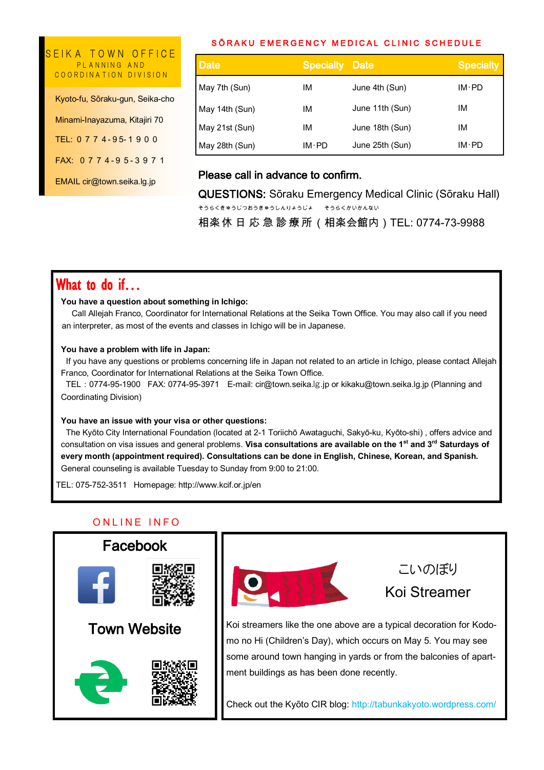SEIKA TOWN OFFICE
PLANNING AND COORDINATION DIVISION

Kyoto-fu, Sōraku-gun, Seika-cho

Minami-Inayazuma, Kitajiri 70

TEL: ０７７４-95-１９００

FAX: ０７７4-９５-３９７１

EMAIL cir@town.seika.lg.jp

## SŌRAKU EMERGENCY MEDICAL CLINIC SCHEDULE

| Date | Specialty | Date | Specialty |
|---|---|---|---|
| May 7th (Sun) | IM | June 4th (Sun) | IM･PD |
| May 14th (Sun) | IM | June 11th (Sun) | IM |
| May 21st (Sun) | IM | June 18th (Sun) | IM |
| May 28th (Sun) | IM･PD | June 25th (Sun) | IM･PD |

**Please call in advance to confirm.**

**QUESTIONS:** Sōraku Emergency Medical Clinic (Sōraku Hall)

相楽休日応急診療所（相楽会館内）TEL: 0774-73-9988

## What to do if…

**You have a question about something in Ichigo:**

Call Allejah Franco, Coordinator for International Relations at the Seika Town Office. You may also call if you need an interpreter, as most of the events and classes in Ichigo will be in Japanese.

**You have a problem with life in Japan:**

If you have any questions or problems concerning life in Japan not related to an article in Ichigo, please contact Allejah Franco, Coordinator for International Relations at the Seika Town Office.

TEL：0774-95-1900 FAX: 0774-95-3971 E-mail: cir@town.seika.lg.jp or kikaku@town.seika.lg.jp (Planning and Coordinating Division)

**You have an issue with your visa or other questions:**

The Kyōto City International Foundation (located at 2-1 Toriichō Awataguchi, Sakyō-ku, Kyōto-shi) , offers advice and consultation on visa issues and general problems. **Visa consultations are available on the 1st and 3rd Saturdays of every month (appointment required). Consultations can be done in English, Chinese, Korean, and Spanish.** General counseling is available Tuesday to Sunday from 9:00 to 21:00.

TEL: 075-752-3511 Homepage: http://www.kcif.or.jp/en

## ONLINE INFO

**Facebook**

**Town Website**

## こいのぼり
## Koi Streamer

Koi streamers like the one above are a typical decoration for Kodomo no Hi (Children's Day), which occurs on May 5. You may see some around town hanging in yards or from the balconies of apartment buildings as has been done recently.

Check out the Kyōto CIR blog: http://tabunkakyoto.wordpress.com/